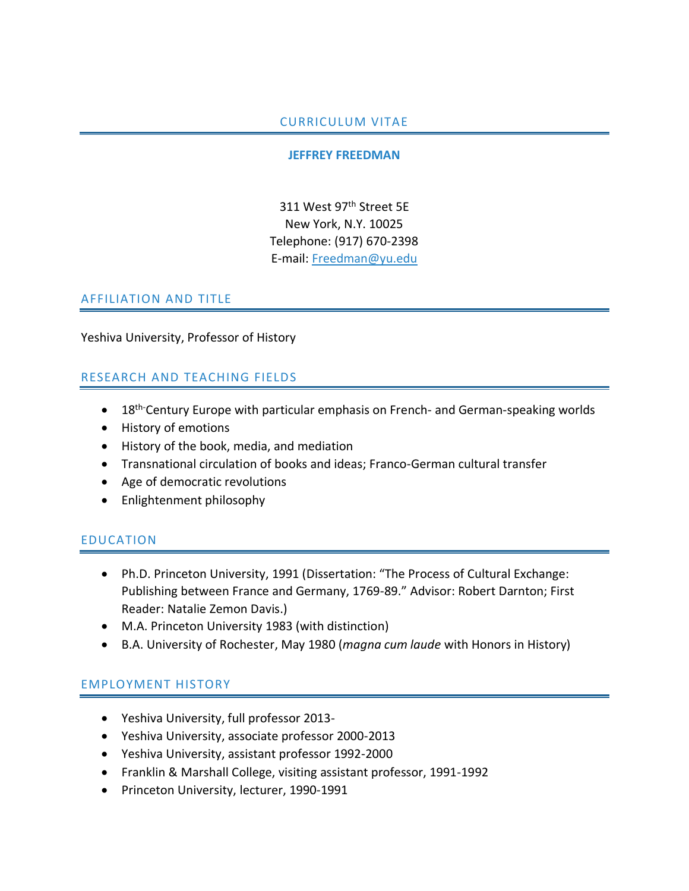# CURRICULUM VITAE

## JEFFREY FREEDMAN

311 West 97th Street 5E
New York, N.Y. 10025
Telephone: (917) 670-2398
E-mail: Freedman@yu.edu

## AFFILIATION AND TITLE

Yeshiva University, Professor of History

## RESEARCH AND TEACHING FIELDS

- 18th-Century Europe with particular emphasis on French- and German-speaking worlds
- History of emotions
- History of the book, media, and mediation
- Transnational circulation of books and ideas; Franco-German cultural transfer
- Age of democratic revolutions
- Enlightenment philosophy

## EDUCATION

- Ph.D. Princeton University, 1991 (Dissertation: "The Process of Cultural Exchange: Publishing between France and Germany, 1769-89." Advisor: Robert Darnton; First Reader: Natalie Zemon Davis.)
- M.A. Princeton University 1983 (with distinction)
- B.A. University of Rochester, May 1980 (*magna cum laude* with Honors in History)

## EMPLOYMENT HISTORY

- Yeshiva University, full professor 2013-
- Yeshiva University, associate professor 2000-2013
- Yeshiva University, assistant professor 1992-2000
- Franklin & Marshall College, visiting assistant professor, 1991-1992
- Princeton University, lecturer, 1990-1991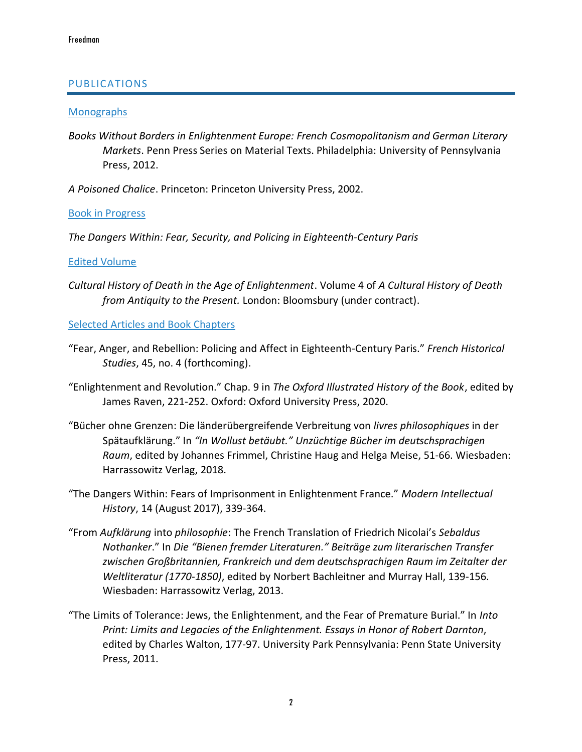## PUBLICATIONS

### Monographs

*Books Without Borders in Enlightenment Europe: French Cosmopolitanism and German Literary Markets*. Penn Press Series on Material Texts. Philadelphia: University of Pennsylvania Press, 2012.

*A Poisoned Chalice*. Princeton: Princeton University Press, 2002.

### Book in Progress

*The Dangers Within: Fear, Security, and Policing in Eighteenth-Century Paris*

### Edited Volume

*Cultural History of Death in the Age of Enlightenment*. Volume 4 of *A Cultural History of Death from Antiquity to the Present.* London: Bloomsbury (under contract).

### Selected Articles and Book Chapters

"Fear, Anger, and Rebellion: Policing and Affect in Eighteenth-Century Paris." *French Historical Studies*, 45, no. 4 (forthcoming).

"Enlightenment and Revolution." Chap. 9 in *The Oxford Illustrated History of the Book*, edited by James Raven, 221-252. Oxford: Oxford University Press, 2020.

"Bücher ohne Grenzen: Die länderübergreifende Verbreitung von *livres philosophiques* in der Spätaufklärung." In *"In Wollust betäubt." Unzüchtige Bücher im deutschsprachigen Raum*, edited by Johannes Frimmel, Christine Haug and Helga Meise, 51-66. Wiesbaden: Harrassowitz Verlag, 2018.

"The Dangers Within: Fears of Imprisonment in Enlightenment France." *Modern Intellectual History*, 14 (August 2017), 339-364.

"From *Aufklärung* into *philosophie*: The French Translation of Friedrich Nicolai's *Sebaldus Nothanker*." In *Die "Bienen fremder Literaturen." Beiträge zum literarischen Transfer zwischen Großbritannien, Frankreich und dem deutschsprachigen Raum im Zeitalter der Weltliteratur (1770-1850)*, edited by Norbert Bachleitner and Murray Hall, 139-156. Wiesbaden: Harrassowitz Verlag, 2013.

"The Limits of Tolerance: Jews, the Enlightenment, and the Fear of Premature Burial." In *Into Print: Limits and Legacies of the Enlightenment. Essays in Honor of Robert Darnton*, edited by Charles Walton, 177-97. University Park Pennsylvania: Penn State University Press, 2011.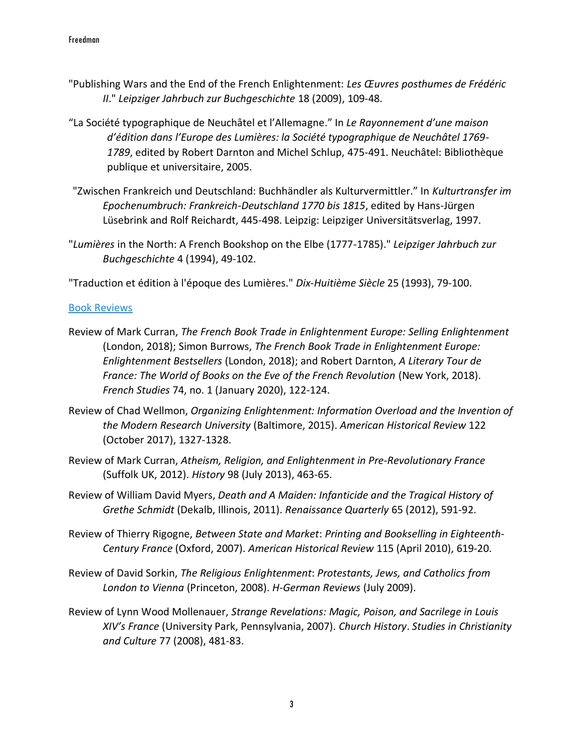"Publishing Wars and the End of the French Enlightenment: *Les Œuvres posthumes de Frédéric II*." *Leipziger Jahrbuch zur Buchgeschichte* 18 (2009), 109-48.

"La Société typographique de Neuchâtel et l'Allemagne." In *Le Rayonnement d'une maison d'édition dans l'Europe des Lumières: la Société typographique de Neuchâtel 1769-1789*, edited by Robert Darnton and Michel Schlup, 475-491. Neuchâtel: Bibliothèque publique et universitaire, 2005.

"Zwischen Frankreich und Deutschland: Buchhändler als Kulturvermittler." In *Kulturtransfer im Epochenumbruch: Frankreich-Deutschland 1770 bis 1815*, edited by Hans-Jürgen Lüsebrink and Rolf Reichardt, 445-498. Leipzig: Leipziger Universitätsverlag, 1997.

"*Lumières* in the North: A French Bookshop on the Elbe (1777-1785)." *Leipziger Jahrbuch zur Buchgeschichte* 4 (1994), 49-102.

"Traduction et édition à l'époque des Lumières." *Dix-Huitième Siècle* 25 (1993), 79-100.

## Book Reviews

Review of Mark Curran, *The French Book Trade in Enlightenment Europe: Selling Enlightenment* (London, 2018); Simon Burrows, *The French Book Trade in Enlightenment Europe: Enlightenment Bestsellers* (London, 2018); and Robert Darnton, *A Literary Tour de France: The World of Books on the Eve of the French Revolution* (New York, 2018). *French Studies* 74, no. 1 (January 2020), 122-124.

Review of Chad Wellmon, *Organizing Enlightenment: Information Overload and the Invention of the Modern Research University* (Baltimore, 2015). *American Historical Review* 122 (October 2017), 1327-1328.

Review of Mark Curran, *Atheism, Religion, and Enlightenment in Pre-Revolutionary France* (Suffolk UK, 2012). *History* 98 (July 2013), 463-65.

Review of William David Myers, *Death and A Maiden: Infanticide and the Tragical History of Grethe Schmidt* (Dekalb, Illinois, 2011). *Renaissance Quarterly* 65 (2012), 591-92.

Review of Thierry Rigogne, *Between State and Market*: *Printing and Bookselling in Eighteenth-Century France* (Oxford, 2007). *American Historical Review* 115 (April 2010), 619-20.

Review of David Sorkin, *The Religious Enlightenment*: *Protestants, Jews, and Catholics from London to Vienna* (Princeton, 2008). *H-German Reviews* (July 2009).

Review of Lynn Wood Mollenauer, *Strange Revelations: Magic, Poison, and Sacrilege in Louis XIV's France* (University Park, Pennsylvania, 2007). *Church History*. *Studies in Christianity and Culture* 77 (2008), 481-83.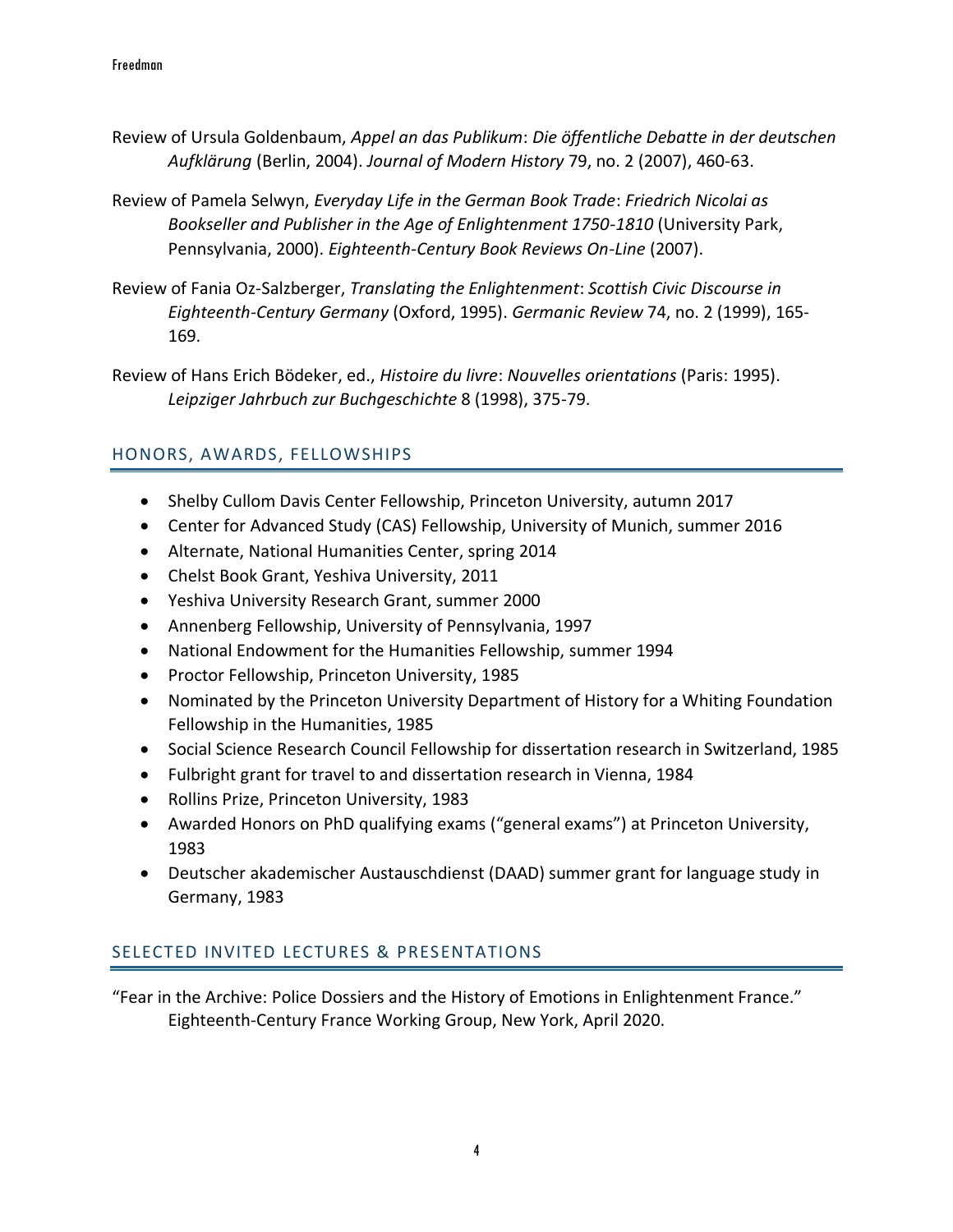Review of Ursula Goldenbaum, *Appel an das Publikum*: *Die öffentliche Debatte in der deutschen Aufklärung* (Berlin, 2004). *Journal of Modern History* 79, no. 2 (2007), 460-63.

Review of Pamela Selwyn, *Everyday Life in the German Book Trade*: *Friedrich Nicolai as Bookseller and Publisher in the Age of Enlightenment 1750-1810* (University Park, Pennsylvania, 2000). *Eighteenth-Century Book Reviews On-Line* (2007).

Review of Fania Oz-Salzberger, *Translating the Enlightenment*: *Scottish Civic Discourse in Eighteenth-Century Germany* (Oxford, 1995). *Germanic Review* 74, no. 2 (1999), 165-169.

Review of Hans Erich Bödeker, ed., *Histoire du livre*: *Nouvelles orientations* (Paris: 1995). *Leipziger Jahrbuch zur Buchgeschichte* 8 (1998), 375-79.

## HONORS, AWARDS, FELLOWSHIPS

- Shelby Cullom Davis Center Fellowship, Princeton University, autumn 2017
- Center for Advanced Study (CAS) Fellowship, University of Munich, summer 2016
- Alternate, National Humanities Center, spring 2014
- Chelst Book Grant, Yeshiva University, 2011
- Yeshiva University Research Grant, summer 2000
- Annenberg Fellowship, University of Pennsylvania, 1997
- National Endowment for the Humanities Fellowship, summer 1994
- Proctor Fellowship, Princeton University, 1985
- Nominated by the Princeton University Department of History for a Whiting Foundation Fellowship in the Humanities, 1985
- Social Science Research Council Fellowship for dissertation research in Switzerland, 1985
- Fulbright grant for travel to and dissertation research in Vienna, 1984
- Rollins Prize, Princeton University, 1983
- Awarded Honors on PhD qualifying exams ("general exams") at Princeton University, 1983
- Deutscher akademischer Austauschdienst (DAAD) summer grant for language study in Germany, 1983

## SELECTED INVITED LECTURES & PRESENTATIONS

"Fear in the Archive: Police Dossiers and the History of Emotions in Enlightenment France." Eighteenth-Century France Working Group, New York, April 2020.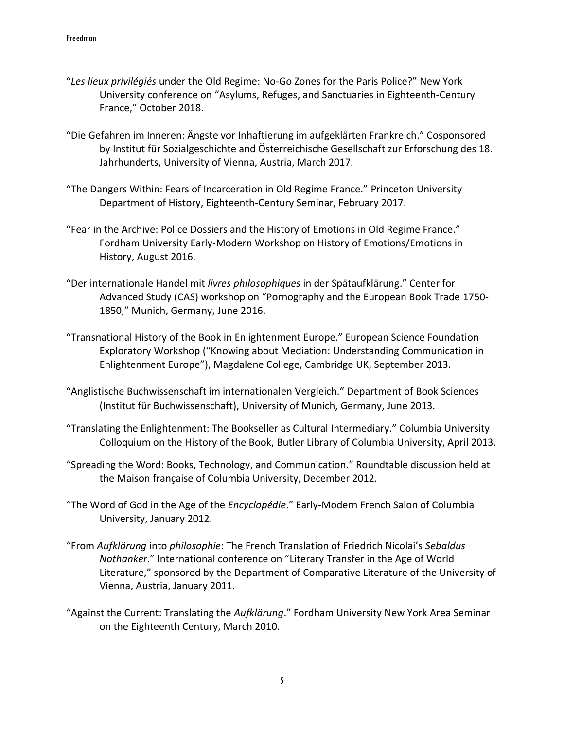"*Les lieux privilégiés* under the Old Regime: No-Go Zones for the Paris Police?" New York University conference on "Asylums, Refuges, and Sanctuaries in Eighteenth-Century France," October 2018.

"Die Gefahren im Inneren: Ängste vor Inhaftierung im aufgeklärten Frankreich." Cosponsored by Institut für Sozialgeschichte and Österreichische Gesellschaft zur Erforschung des 18. Jahrhunderts, University of Vienna, Austria, March 2017.

"The Dangers Within: Fears of Incarceration in Old Regime France." Princeton University Department of History, Eighteenth-Century Seminar, February 2017.

"Fear in the Archive: Police Dossiers and the History of Emotions in Old Regime France." Fordham University Early-Modern Workshop on History of Emotions/Emotions in History, August 2016.

"Der internationale Handel mit *livres philosophiques* in der Spätaufklärung." Center for Advanced Study (CAS) workshop on "Pornography and the European Book Trade 1750-1850," Munich, Germany, June 2016.

"Transnational History of the Book in Enlightenment Europe." European Science Foundation Exploratory Workshop ("Knowing about Mediation: Understanding Communication in Enlightenment Europe"), Magdalene College, Cambridge UK, September 2013.

"Anglistische Buchwissenschaft im internationalen Vergleich." Department of Book Sciences (Institut für Buchwissenschaft), University of Munich, Germany, June 2013.

"Translating the Enlightenment: The Bookseller as Cultural Intermediary." Columbia University Colloquium on the History of the Book, Butler Library of Columbia University, April 2013.

"Spreading the Word: Books, Technology, and Communication." Roundtable discussion held at the Maison française of Columbia University, December 2012.

"The Word of God in the Age of the *Encyclopédie*." Early-Modern French Salon of Columbia University, January 2012.

"From *Aufklärung* into *philosophie*: The French Translation of Friedrich Nicolai's *Sebaldus Nothanker*." International conference on "Literary Transfer in the Age of World Literature," sponsored by the Department of Comparative Literature of the University of Vienna, Austria, January 2011.

"Against the Current: Translating the *Aufklärung*." Fordham University New York Area Seminar on the Eighteenth Century, March 2010.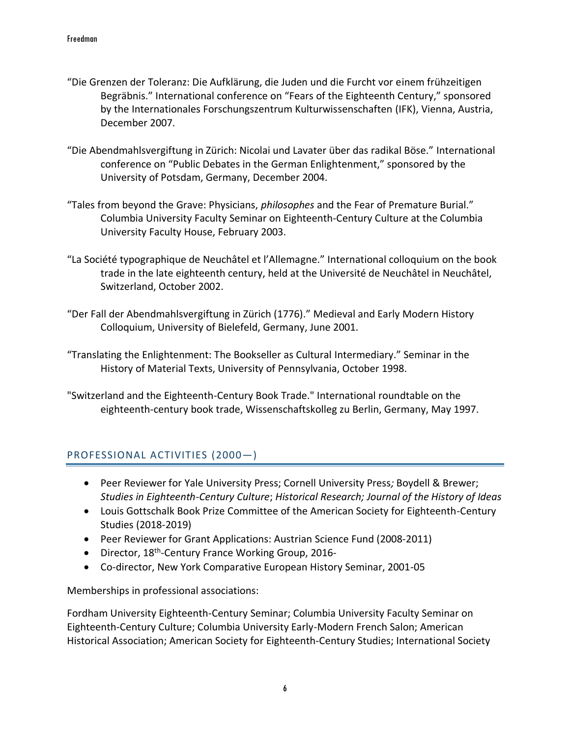"Die Grenzen der Toleranz: Die Aufklärung, die Juden und die Furcht vor einem frühzeitigen Begräbnis." International conference on "Fears of the Eighteenth Century," sponsored by the Internationales Forschungszentrum Kulturwissenschaften (IFK), Vienna, Austria, December 2007.

"Die Abendmahlsvergiftung in Zürich: Nicolai und Lavater über das radikal Böse." International conference on "Public Debates in the German Enlightenment," sponsored by the University of Potsdam, Germany, December 2004.

"Tales from beyond the Grave: Physicians, *philosophes* and the Fear of Premature Burial." Columbia University Faculty Seminar on Eighteenth-Century Culture at the Columbia University Faculty House, February 2003.

"La Société typographique de Neuchâtel et l'Allemagne." International colloquium on the book trade in the late eighteenth century, held at the Université de Neuchâtel in Neuchâtel, Switzerland, October 2002.

"Der Fall der Abendmahlsvergiftung in Zürich (1776)." Medieval and Early Modern History Colloquium, University of Bielefeld, Germany, June 2001.

"Translating the Enlightenment: The Bookseller as Cultural Intermediary." Seminar in the History of Material Texts, University of Pennsylvania, October 1998.

"Switzerland and the Eighteenth-Century Book Trade." International roundtable on the eighteenth-century book trade, Wissenschaftskolleg zu Berlin, Germany, May 1997.

## PROFESSIONAL ACTIVITIES (2000—)

- Peer Reviewer for Yale University Press; Cornell University Press*;* Boydell & Brewer; *Studies in Eighteenth-Century Culture*; *Historical Research; Journal of the History of Ideas*
- Louis Gottschalk Book Prize Committee of the American Society for Eighteenth-Century Studies (2018-2019)
- Peer Reviewer for Grant Applications: Austrian Science Fund (2008-2011)
- Director, 18th-Century France Working Group, 2016-
- Co-director, New York Comparative European History Seminar, 2001-05

Memberships in professional associations:

Fordham University Eighteenth-Century Seminar; Columbia University Faculty Seminar on Eighteenth-Century Culture; Columbia University Early-Modern French Salon; American Historical Association; American Society for Eighteenth-Century Studies; International Society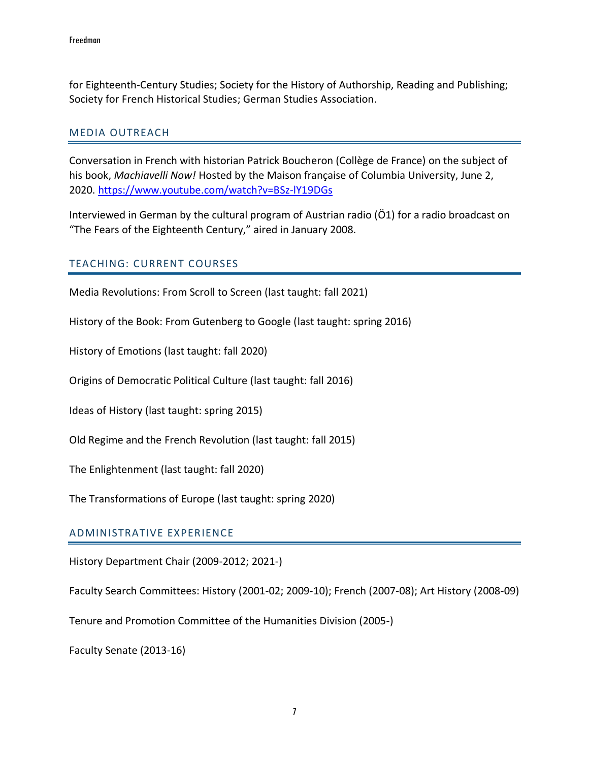for Eighteenth-Century Studies; Society for the History of Authorship, Reading and Publishing; Society for French Historical Studies; German Studies Association.

## MEDIA OUTREACH

Conversation in French with historian Patrick Boucheron (Collège de France) on the subject of his book, *Machiavelli Now!* Hosted by the Maison française of Columbia University, June 2, 2020. https://www.youtube.com/watch?v=BSz-lY19DGs

Interviewed in German by the cultural program of Austrian radio (Ö1) for a radio broadcast on "The Fears of the Eighteenth Century," aired in January 2008.

## TEACHING: CURRENT COURSES

Media Revolutions: From Scroll to Screen (last taught: fall 2021)

History of the Book: From Gutenberg to Google (last taught: spring 2016)

History of Emotions (last taught: fall 2020)

Origins of Democratic Political Culture (last taught: fall 2016)

Ideas of History (last taught: spring 2015)

Old Regime and the French Revolution (last taught: fall 2015)

The Enlightenment (last taught: fall 2020)

The Transformations of Europe (last taught: spring 2020)

## ADMINISTRATIVE EXPERIENCE

History Department Chair (2009-2012; 2021-)

Faculty Search Committees: History (2001-02; 2009-10); French (2007-08); Art History (2008-09)

Tenure and Promotion Committee of the Humanities Division (2005-)

Faculty Senate (2013-16)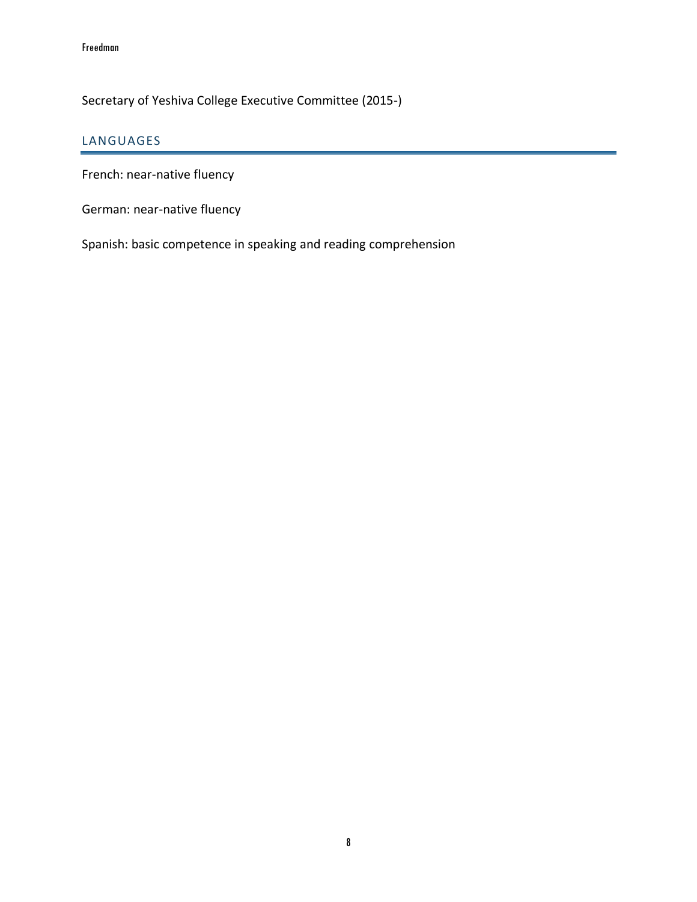Secretary of Yeshiva College Executive Committee (2015-)

## LANGUAGES

French: near-native fluency

German: near-native fluency

Spanish: basic competence in speaking and reading comprehension